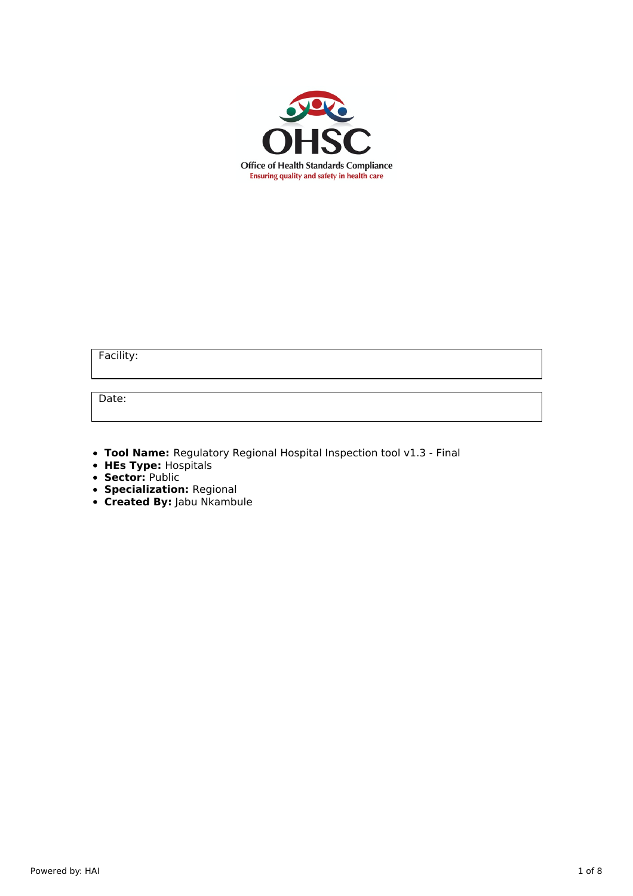OHSC

Office of Health Standards Compliance

Ensuring quality and safety in health care

| Facility: |
| --- |

| Date: |
| --- |

- **Tool Name:** Regulatory Regional Hospital Inspection tool v1.3 - Final
- **HEs Type:** Hospitals
- **Sector:** Public
- **Specialization:** Regional
- **Created By:** Jabu Nkambule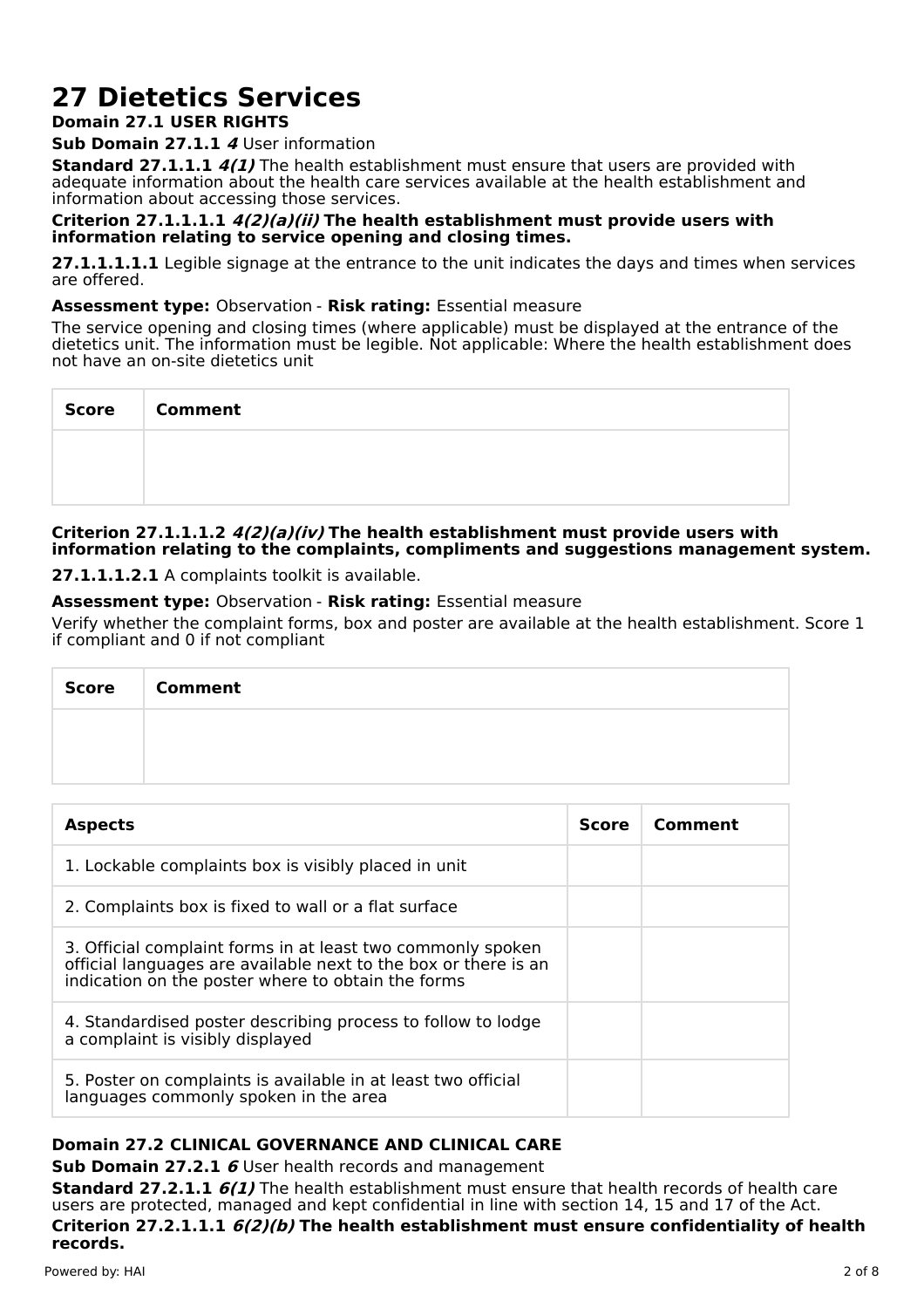# 27 Dietetics Services

**Domain 27.1 USER RIGHTS**

**Sub Domain 27.1.1** ***4*** User information

**Standard 27.1.1.1** ***4(1)*** The health establishment must ensure that users are provided with adequate information about the health care services available at the health establishment and information about accessing those services.

**Criterion 27.1.1.1.1** ***4(2)(a)(ii)*** **The health establishment must provide users with information relating to service opening and closing times.**

**27.1.1.1.1.1** Legible signage at the entrance to the unit indicates the days and times when services are offered.

**Assessment type:** Observation - **Risk rating:** Essential measure

The service opening and closing times (where applicable) must be displayed at the entrance of the dietetics unit. The information must be legible. Not applicable: Where the health establishment does not have an on-site dietetics unit

| Score | Comment |
|---|---|
| | |

**Criterion 27.1.1.1.2** ***4(2)(a)(iv)*** **The health establishment must provide users with information relating to the complaints, compliments and suggestions management system.**

**27.1.1.1.2.1** A complaints toolkit is available.

**Assessment type:** Observation - **Risk rating:** Essential measure

Verify whether the complaint forms, box and poster are available at the health establishment. Score 1 if compliant and 0 if not compliant

| Score | Comment |
|---|---|
| | |

| Aspects | Score | Comment |
|---|---|---|
| 1. Lockable complaints box is visibly placed in unit | | |
| 2. Complaints box is fixed to wall or a flat surface | | |
| 3. Official complaint forms in at least two commonly spoken official languages are available next to the box or there is an indication on the poster where to obtain the forms | | |
| 4. Standardised poster describing process to follow to lodge a complaint is visibly displayed | | |
| 5. Poster on complaints is available in at least two official languages commonly spoken in the area | | |

**Domain 27.2 CLINICAL GOVERNANCE AND CLINICAL CARE**

**Sub Domain 27.2.1** ***6*** User health records and management

**Standard 27.2.1.1** ***6(1)*** The health establishment must ensure that health records of health care users are protected, managed and kept confidential in line with section 14, 15 and 17 of the Act.

**Criterion 27.2.1.1.1** ***6(2)(b)*** **The health establishment must ensure confidentiality of health records.**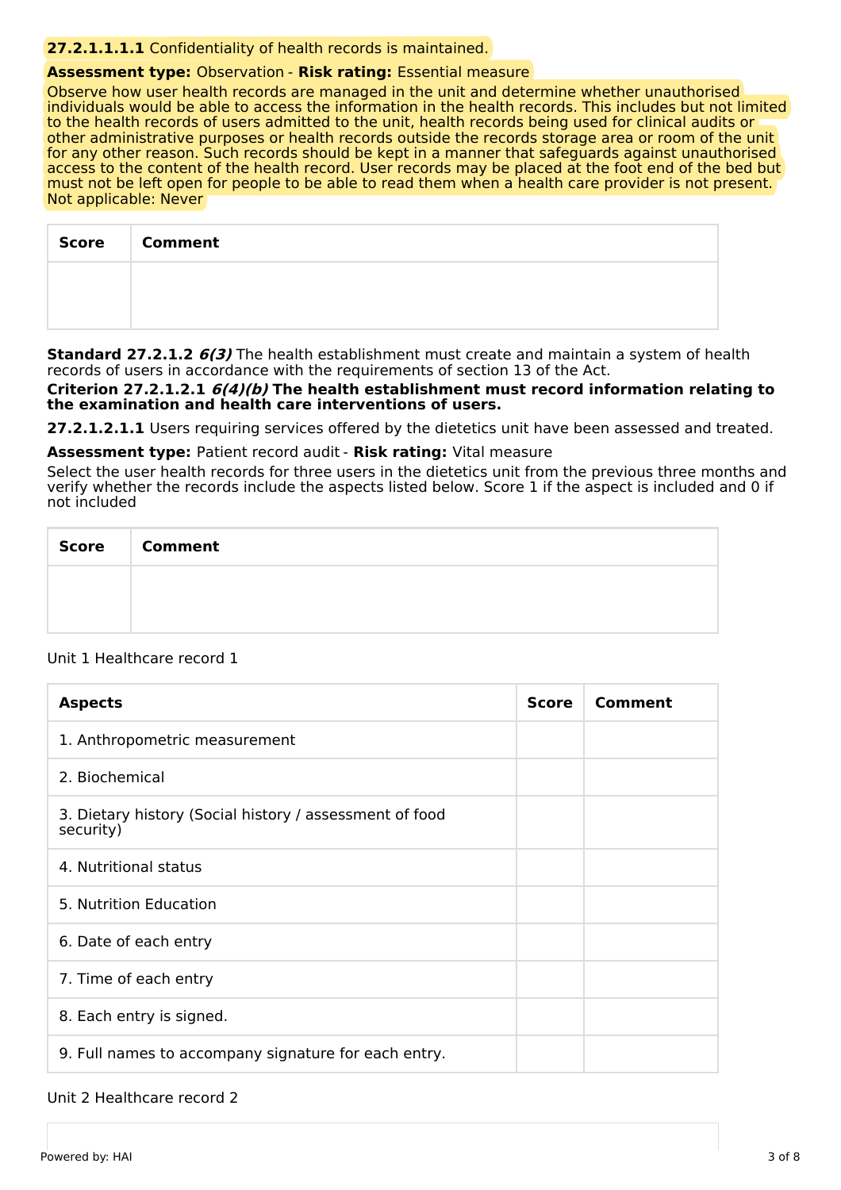**27.2.1.1.1.1** Confidentiality of health records is maintained.

**Assessment type:** Observation - **Risk rating:** Essential measure

Observe how user health records are managed in the unit and determine whether unauthorised individuals would be able to access the information in the health records. This includes but not limited to the health records of users admitted to the unit, health records being used for clinical audits or other administrative purposes or health records outside the records storage area or room of the unit for any other reason. Such records should be kept in a manner that safeguards against unauthorised access to the content of the health record. User records may be placed at the foot end of the bed but must not be left open for people to be able to read them when a health care provider is not present.
Not applicable: Never

| Score | Comment |
|---|---|
| | |

**Standard 27.2.1.2** ***6(3)*** The health establishment must create and maintain a system of health records of users in accordance with the requirements of section 13 of the Act.

**Criterion 27.2.1.2.1** ***6(4)(b)*** **The health establishment must record information relating to the examination and health care interventions of users.**

**27.2.1.2.1.1** Users requiring services offered by the dietetics unit have been assessed and treated.

**Assessment type:** Patient record audit - **Risk rating:** Vital measure

Select the user health records for three users in the dietetics unit from the previous three months and verify whether the records include the aspects listed below. Score 1 if the aspect is included and 0 if not included

| Score | Comment |
|---|---|
| | |

Unit 1 Healthcare record 1

| Aspects | Score | Comment |
|---|---|---|
| 1. Anthropometric measurement | | |
| 2. Biochemical | | |
| 3. Dietary history (Social history / assessment of food security) | | |
| 4. Nutritional status | | |
| 5. Nutrition Education | | |
| 6. Date of each entry | | |
| 7. Time of each entry | | |
| 8. Each entry is signed. | | |
| 9. Full names to accompany signature for each entry. | | |

Unit 2 Healthcare record 2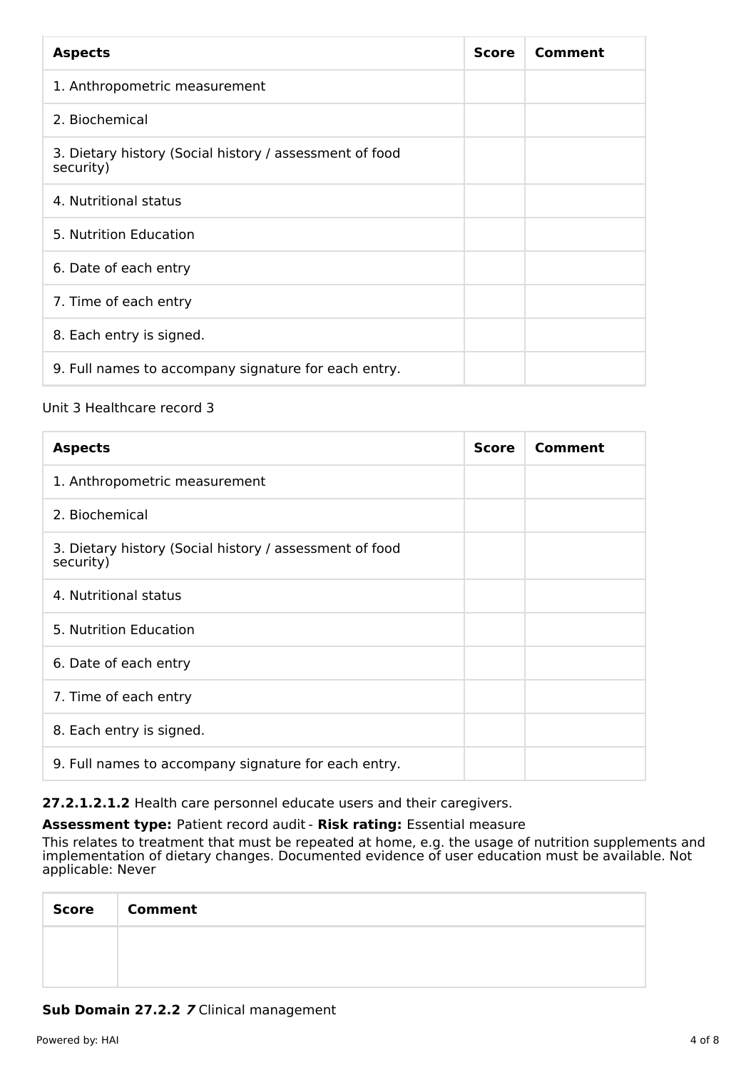| Aspects | Score | Comment |
| --- | --- | --- |
| 1. Anthropometric measurement | | |
| 2. Biochemical | | |
| 3. Dietary history (Social history / assessment of food security) | | |
| 4. Nutritional status | | |
| 5. Nutrition Education | | |
| 6. Date of each entry | | |
| 7. Time of each entry | | |
| 8. Each entry is signed. | | |
| 9. Full names to accompany signature for each entry. | | |

Unit 3 Healthcare record 3

| Aspects | Score | Comment |
| --- | --- | --- |
| 1. Anthropometric measurement | | |
| 2. Biochemical | | |
| 3. Dietary history (Social history / assessment of food security) | | |
| 4. Nutritional status | | |
| 5. Nutrition Education | | |
| 6. Date of each entry | | |
| 7. Time of each entry | | |
| 8. Each entry is signed. | | |
| 9. Full names to accompany signature for each entry. | | |

**27.2.1.2.1.2** Health care personnel educate users and their caregivers.

**Assessment type:** Patient record audit - **Risk rating:** Essential measure

This relates to treatment that must be repeated at home, e.g. the usage of nutrition supplements and implementation of dietary changes. Documented evidence of user education must be available. Not applicable: Never

| Score | Comment |
| --- | --- |
| | |

**Sub Domain 27.2.2** ***7*** Clinical management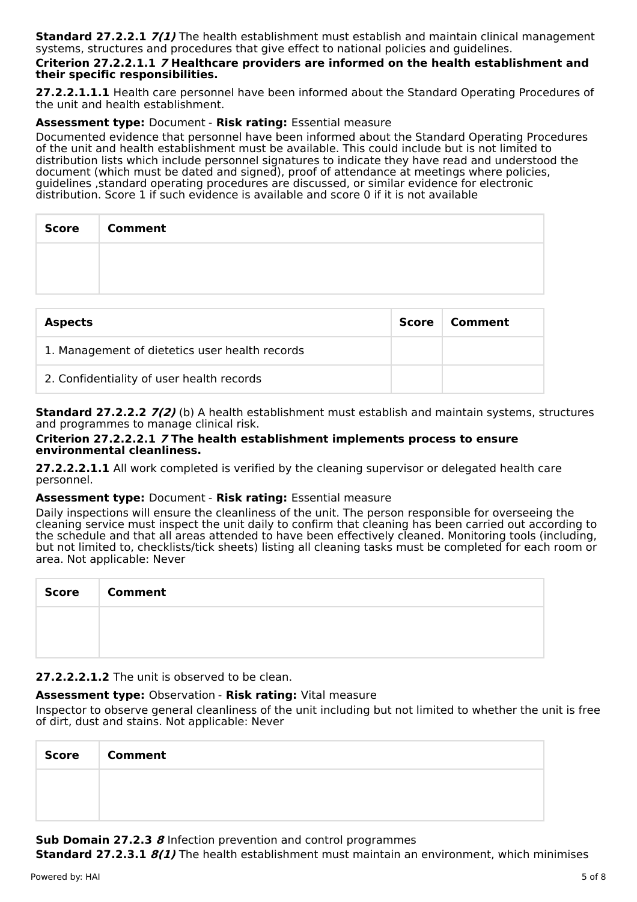**Standard 27.2.2.1** ***7(1)*** The health establishment must establish and maintain clinical management systems, structures and procedures that give effect to national policies and guidelines.

**Criterion 27.2.2.1.1** ***7*** **Healthcare providers are informed on the health establishment and their specific responsibilities.**

**27.2.2.1.1.1** Health care personnel have been informed about the Standard Operating Procedures of the unit and health establishment.

**Assessment type:** Document - **Risk rating:** Essential measure

Documented evidence that personnel have been informed about the Standard Operating Procedures of the unit and health establishment must be available. This could include but is not limited to distribution lists which include personnel signatures to indicate they have read and understood the document (which must be dated and signed), proof of attendance at meetings where policies, guidelines ,standard operating procedures are discussed, or similar evidence for electronic distribution. Score 1 if such evidence is available and score 0 if it is not available

| Score | Comment |
|---|---|
| | |

| Aspects | Score | Comment |
|---|---|---|
| 1. Management of dietetics user health records | | |
| 2. Confidentiality of user health records | | |

**Standard 27.2.2.2** ***7(2)*** (b) A health establishment must establish and maintain systems, structures and programmes to manage clinical risk.

**Criterion 27.2.2.2.1** ***7*** **The health establishment implements process to ensure environmental cleanliness.**

**27.2.2.2.1.1** All work completed is verified by the cleaning supervisor or delegated health care personnel.

**Assessment type:** Document - **Risk rating:** Essential measure

Daily inspections will ensure the cleanliness of the unit. The person responsible for overseeing the cleaning service must inspect the unit daily to confirm that cleaning has been carried out according to the schedule and that all areas attended to have been effectively cleaned. Monitoring tools (including, but not limited to, checklists/tick sheets) listing all cleaning tasks must be completed for each room or area. Not applicable: Never

| Score | Comment |
|---|---|
| | |

**27.2.2.2.1.2** The unit is observed to be clean.

**Assessment type:** Observation - **Risk rating:** Vital measure

Inspector to observe general cleanliness of the unit including but not limited to whether the unit is free of dirt, dust and stains. Not applicable: Never

| Score | Comment |
|---|---|
| | |

**Sub Domain 27.2.3** ***8*** Infection prevention and control programmes

**Standard 27.2.3.1** ***8(1)*** The health establishment must maintain an environment, which minimises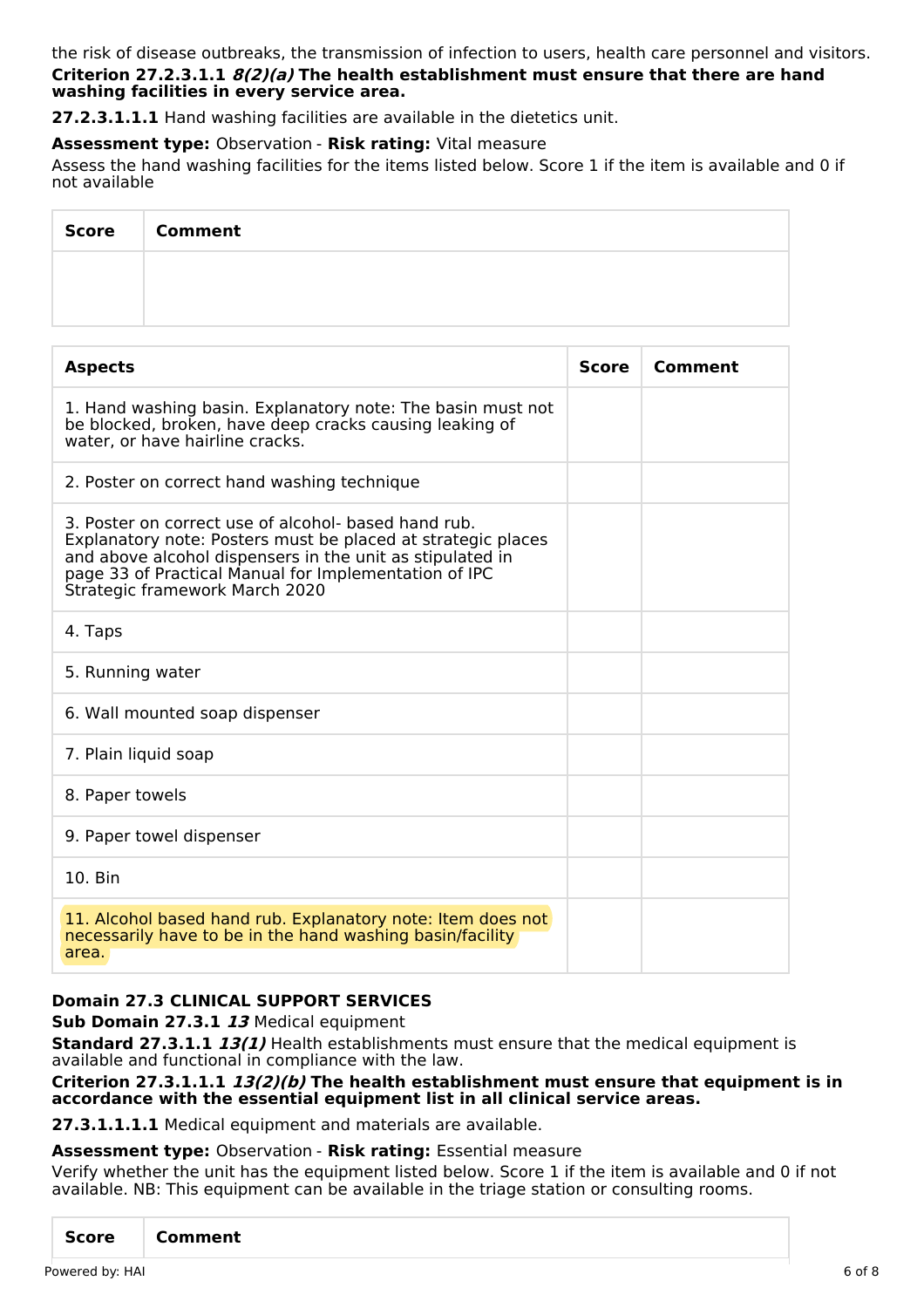the risk of disease outbreaks, the transmission of infection to users, health care personnel and visitors.

**Criterion 27.2.3.1.1 *8(2)(a)* The health establishment must ensure that there are hand washing facilities in every service area.**

**27.2.3.1.1.1** Hand washing facilities are available in the dietetics unit.

**Assessment type:** Observation - **Risk rating:** Vital measure

Assess the hand washing facilities for the items listed below. Score 1 if the item is available and 0 if not available

| Score | Comment |
|---|---|
| | |

| Aspects | Score | Comment |
|---|---|---|
| 1. Hand washing basin. Explanatory note: The basin must not be blocked, broken, have deep cracks causing leaking of water, or have hairline cracks. | | |
| 2. Poster on correct hand washing technique | | |
| 3. Poster on correct use of alcohol- based hand rub. Explanatory note: Posters must be placed at strategic places and above alcohol dispensers in the unit as stipulated in page 33 of Practical Manual for Implementation of IPC Strategic framework March 2020 | | |
| 4. Taps | | |
| 5. Running water | | |
| 6. Wall mounted soap dispenser | | |
| 7. Plain liquid soap | | |
| 8. Paper towels | | |
| 9. Paper towel dispenser | | |
| 10. Bin | | |
| 11. Alcohol based hand rub. Explanatory note: Item does not necessarily have to be in the hand washing basin/facility area. | | |

**Domain 27.3 CLINICAL SUPPORT SERVICES**

**Sub Domain 27.3.1 *13*** Medical equipment

**Standard 27.3.1.1 *13(1)*** Health establishments must ensure that the medical equipment is available and functional in compliance with the law.

**Criterion 27.3.1.1.1 *13(2)(b)* The health establishment must ensure that equipment is in accordance with the essential equipment list in all clinical service areas.**

**27.3.1.1.1.1** Medical equipment and materials are available.

**Assessment type:** Observation - **Risk rating:** Essential measure

Verify whether the unit has the equipment listed below. Score 1 if the item is available and 0 if not available. NB: This equipment can be available in the triage station or consulting rooms.

| Score | Comment |
|---|---|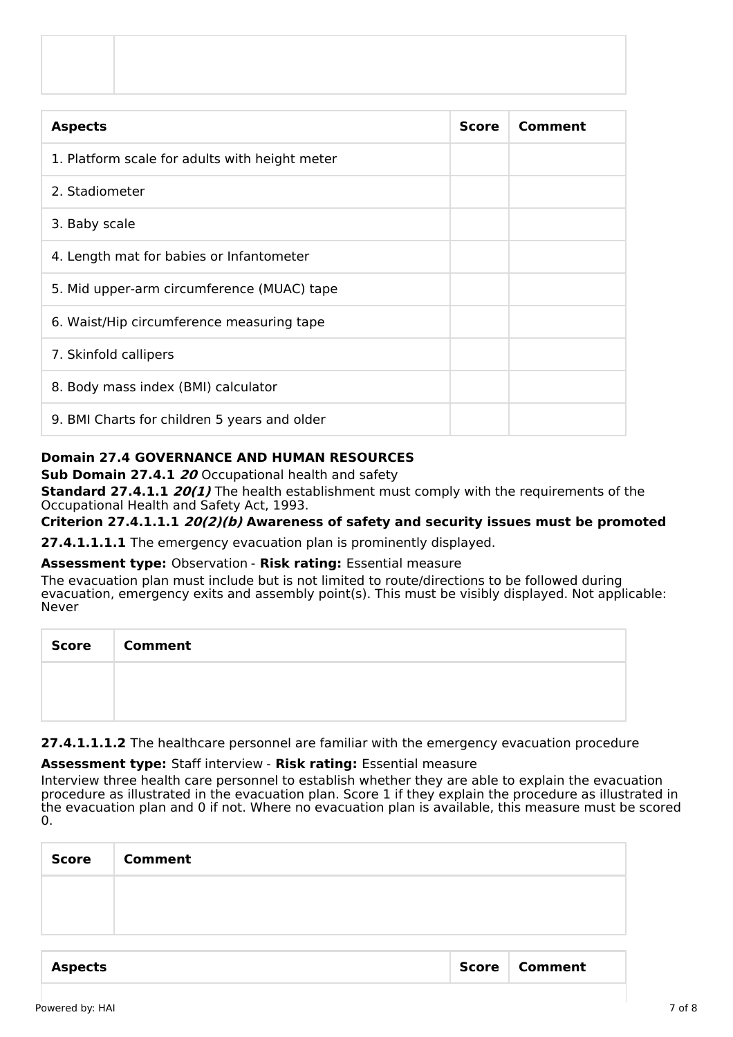| | |
|---|---|
| | |

| Aspects | Score | Comment |
|---|---|---|
| 1. Platform scale for adults with height meter | | |
| 2. Stadiometer | | |
| 3. Baby scale | | |
| 4. Length mat for babies or Infantometer | | |
| 5. Mid upper-arm circumference (MUAC) tape | | |
| 6. Waist/Hip circumference measuring tape | | |
| 7. Skinfold callipers | | |
| 8. Body mass index (BMI) calculator | | |
| 9. BMI Charts for children 5 years and older | | |

**Domain 27.4 GOVERNANCE AND HUMAN RESOURCES**

**Sub Domain 27.4.1** ***20*** Occupational health and safety

**Standard 27.4.1.1** ***20(1)*** The health establishment must comply with the requirements of the Occupational Health and Safety Act, 1993.

**Criterion 27.4.1.1.1** ***20(2)(b)*** **Awareness of safety and security issues must be promoted**

**27.4.1.1.1.1** The emergency evacuation plan is prominently displayed.

**Assessment type:** Observation - **Risk rating:** Essential measure

The evacuation plan must include but is not limited to route/directions to be followed during evacuation, emergency exits and assembly point(s). This must be visibly displayed. Not applicable: Never

| Score | Comment |
|---|---|
| | |

**27.4.1.1.1.2** The healthcare personnel are familiar with the emergency evacuation procedure

**Assessment type:** Staff interview - **Risk rating:** Essential measure

Interview three health care personnel to establish whether they are able to explain the evacuation procedure as illustrated in the evacuation plan. Score 1 if they explain the procedure as illustrated in the evacuation plan and 0 if not. Where no evacuation plan is available, this measure must be scored 0.

| Score | Comment |
|---|---|
| | |

| Aspects | Score | Comment |
|---|---|---|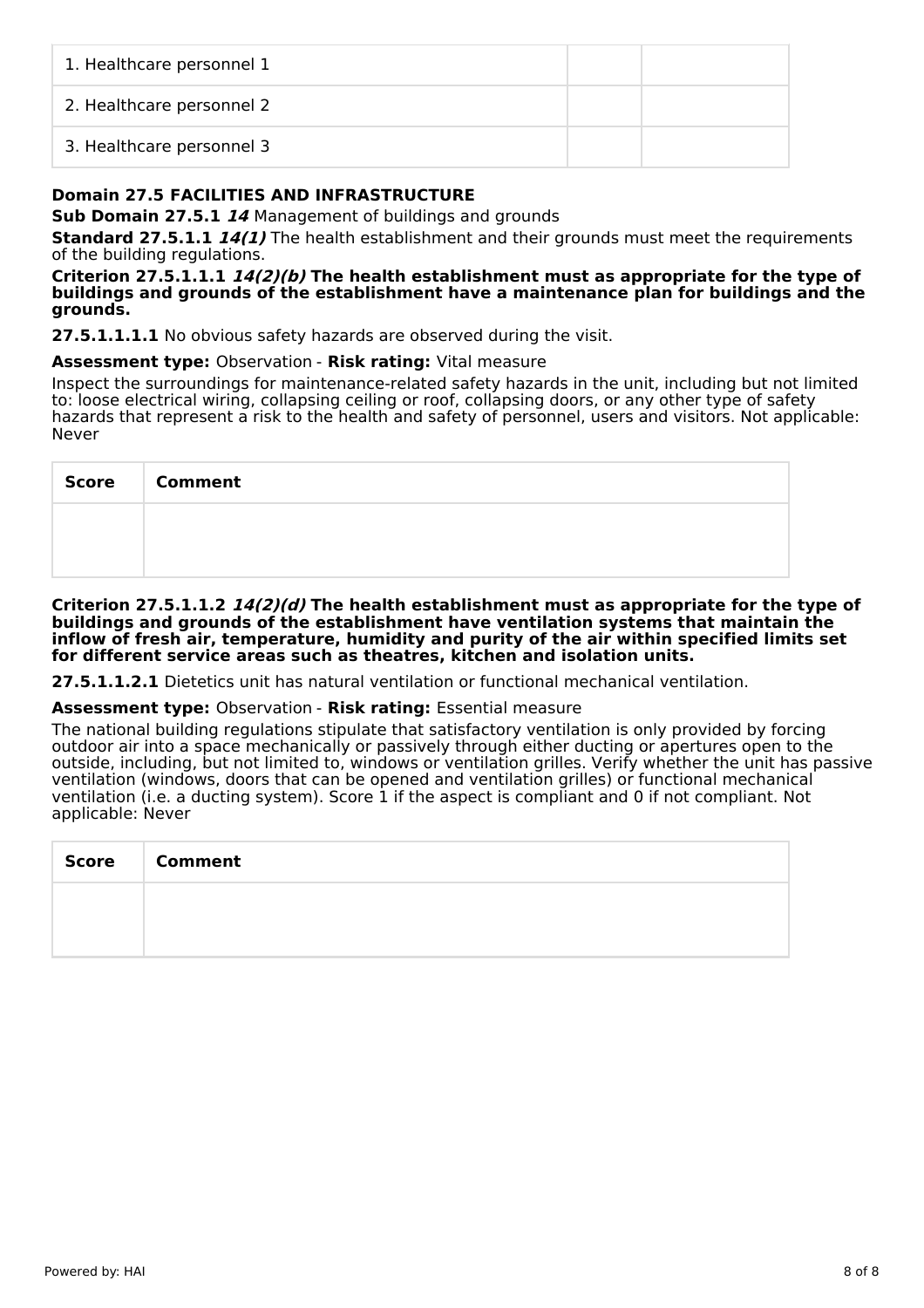| | | |
|---|---|---|
| 1. Healthcare personnel 1 | | |
| 2. Healthcare personnel 2 | | |
| 3. Healthcare personnel 3 | | |

**Domain 27.5 FACILITIES AND INFRASTRUCTURE**

**Sub Domain 27.5.1** ***14*** Management of buildings and grounds

**Standard 27.5.1.1** ***14(1)*** The health establishment and their grounds must meet the requirements of the building regulations.

**Criterion 27.5.1.1.1** ***14(2)(b)*** **The health establishment must as appropriate for the type of buildings and grounds of the establishment have a maintenance plan for buildings and the grounds.**

**27.5.1.1.1.1** No obvious safety hazards are observed during the visit.

**Assessment type:** Observation - **Risk rating:** Vital measure

Inspect the surroundings for maintenance-related safety hazards in the unit, including but not limited to: loose electrical wiring, collapsing ceiling or roof, collapsing doors, or any other type of safety hazards that represent a risk to the health and safety of personnel, users and visitors. Not applicable: Never

| Score | Comment |
|---|---|
| | |

**Criterion 27.5.1.1.2** ***14(2)(d)*** **The health establishment must as appropriate for the type of buildings and grounds of the establishment have ventilation systems that maintain the inflow of fresh air, temperature, humidity and purity of the air within specified limits set for different service areas such as theatres, kitchen and isolation units.**

**27.5.1.1.2.1** Dietetics unit has natural ventilation or functional mechanical ventilation.

**Assessment type:** Observation - **Risk rating:** Essential measure

The national building regulations stipulate that satisfactory ventilation is only provided by forcing outdoor air into a space mechanically or passively through either ducting or apertures open to the outside, including, but not limited to, windows or ventilation grilles. Verify whether the unit has passive ventilation (windows, doors that can be opened and ventilation grilles) or functional mechanical ventilation (i.e. a ducting system). Score 1 if the aspect is compliant and 0 if not compliant. Not applicable: Never

| Score | Comment |
|---|---|
| | |